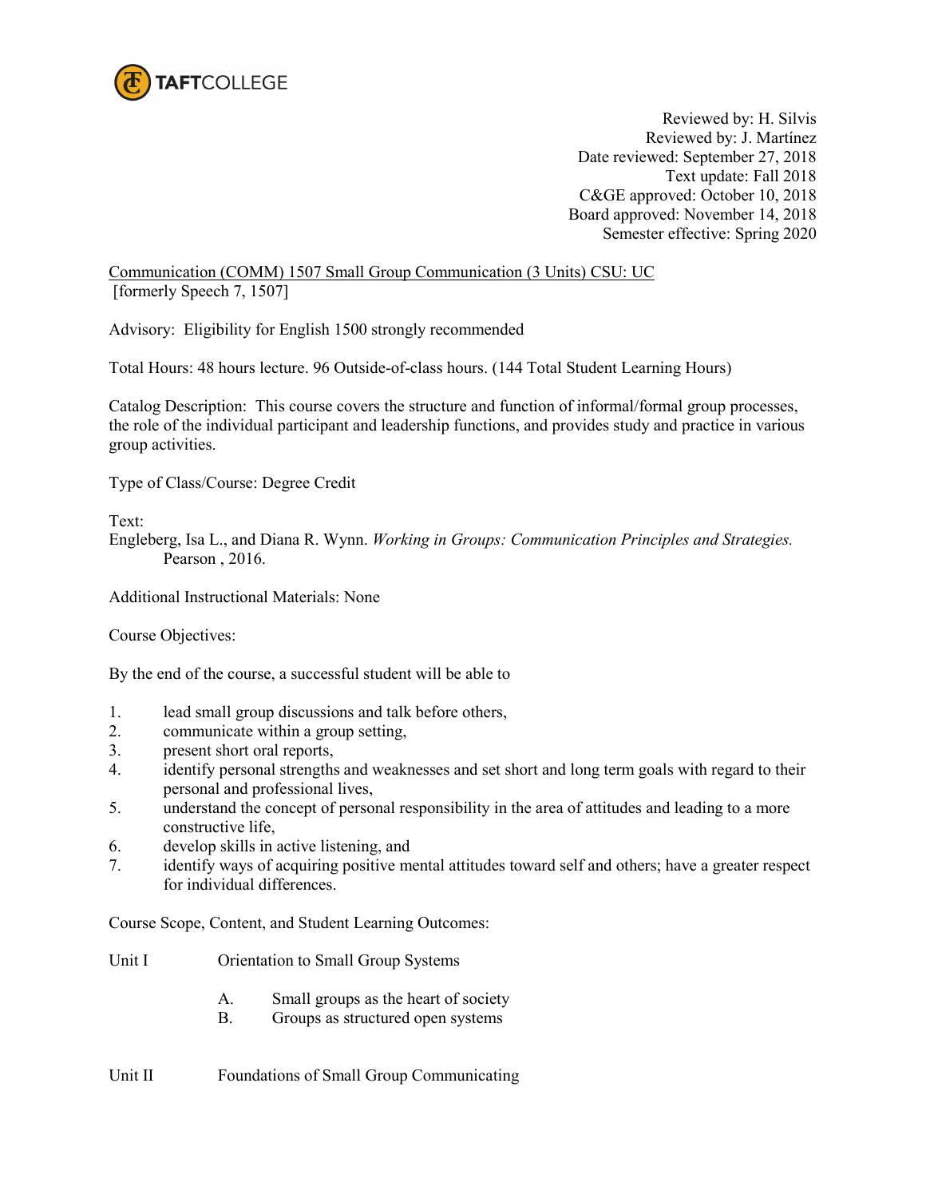TAFTCOLLEGE

Reviewed by: H. Silvis
Reviewed by: J. Martínez
Date reviewed: September 27, 2018
Text update: Fall 2018
C&GE approved: October 10, 2018
Board approved: November 14, 2018
Semester effective: Spring 2020

Communication (COMM) 1507 Small Group Communication (3 Units) CSU: UC
[formerly Speech 7, 1507]

Advisory: Eligibility for English 1500 strongly recommended

Total Hours: 48 hours lecture. 96 Outside-of-class hours. (144 Total Student Learning Hours)

Catalog Description: This course covers the structure and function of informal/formal group processes, the role of the individual participant and leadership functions, and provides study and practice in various group activities.

Type of Class/Course: Degree Credit

Text:
Engleberg, Isa L., and Diana R. Wynn. *Working in Groups: Communication Principles and Strategies.* Pearson , 2016.

Additional Instructional Materials: None

Course Objectives:

By the end of the course, a successful student will be able to

1. lead small group discussions and talk before others,
2. communicate within a group setting,
3. present short oral reports,
4. identify personal strengths and weaknesses and set short and long term goals with regard to their personal and professional lives,
5. understand the concept of personal responsibility in the area of attitudes and leading to a more constructive life,
6. develop skills in active listening, and
7. identify ways of acquiring positive mental attitudes toward self and others; have a greater respect for individual differences.

Course Scope, Content, and Student Learning Outcomes:

Unit I Orientation to Small Group Systems

A. Small groups as the heart of society
B. Groups as structured open systems

Unit II Foundations of Small Group Communicating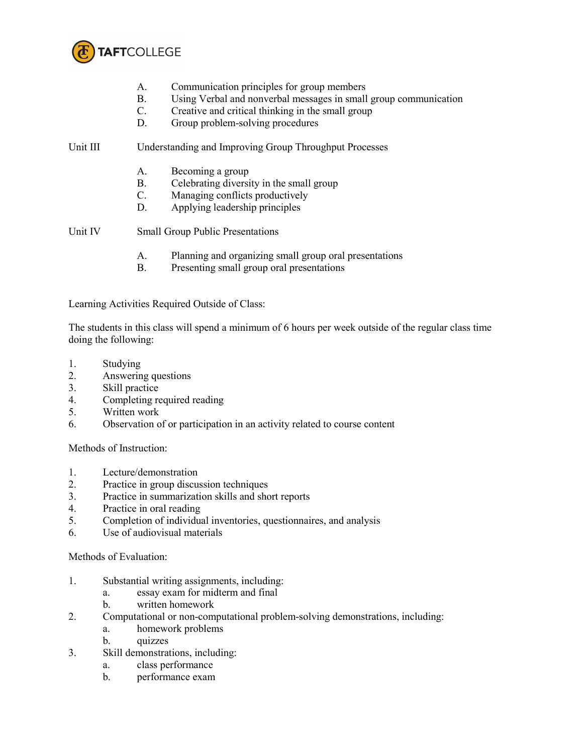- A. Communication principles for group members
- B. Using Verbal and nonverbal messages in small group communication
- C. Creative and critical thinking in the small group
- D. Group problem-solving procedures

Unit III Understanding and Improving Group Throughput Processes

- A. Becoming a group
- B. Celebrating diversity in the small group
- C. Managing conflicts productively
- D. Applying leadership principles

Unit IV Small Group Public Presentations

- A. Planning and organizing small group oral presentations
- B. Presenting small group oral presentations

Learning Activities Required Outside of Class:

The students in this class will spend a minimum of 6 hours per week outside of the regular class time doing the following:

1. Studying
2. Answering questions
3. Skill practice
4. Completing required reading
5. Written work
6. Observation of or participation in an activity related to course content

Methods of Instruction:

1. Lecture/demonstration
2. Practice in group discussion techniques
3. Practice in summarization skills and short reports
4. Practice in oral reading
5. Completion of individual inventories, questionnaires, and analysis
6. Use of audiovisual materials

Methods of Evaluation:

1. Substantial writing assignments, including:
   - a. essay exam for midterm and final
   - b. written homework
2. Computational or non-computational problem-solving demonstrations, including:
   - a. homework problems
   - b. quizzes
3. Skill demonstrations, including:
   - a. class performance
   - b. performance exam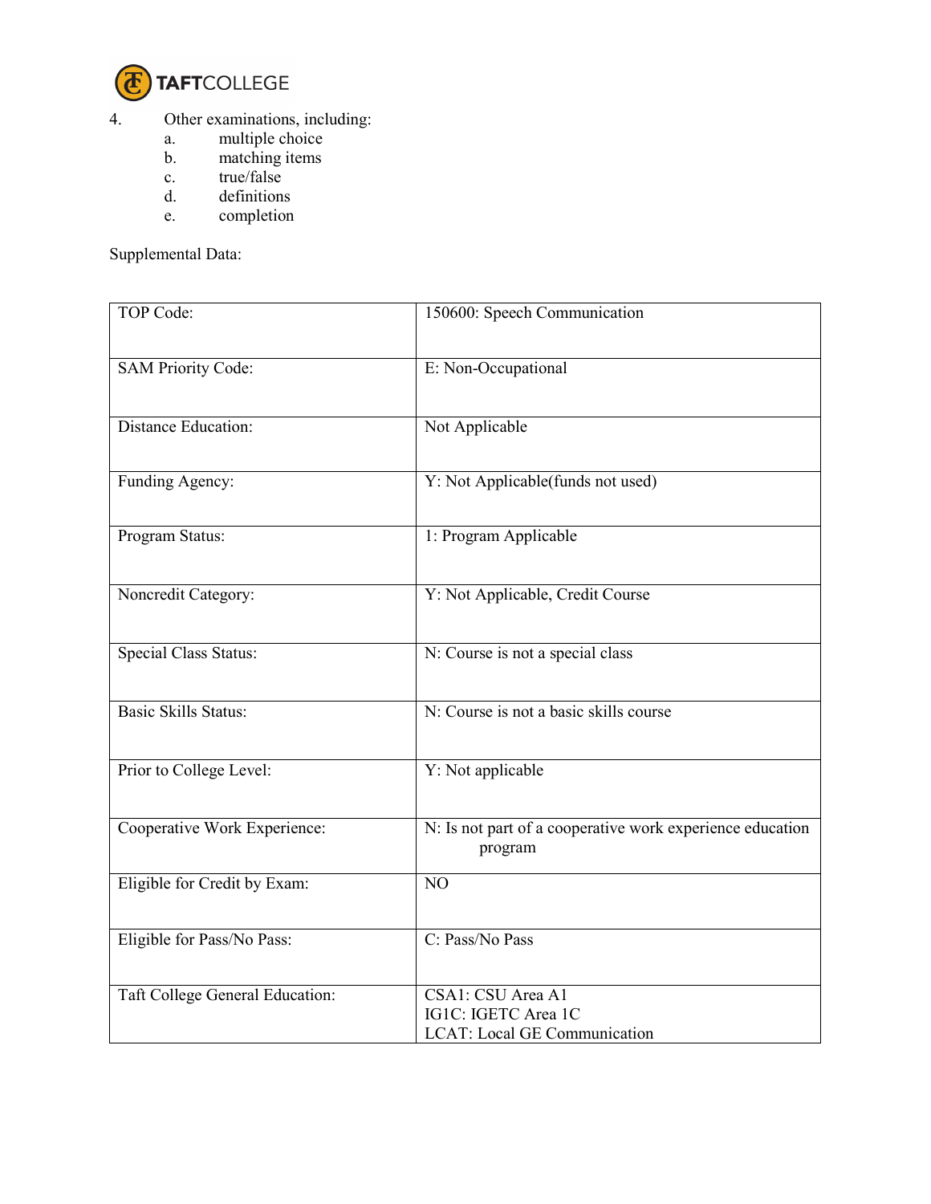4. Other examinations, including:
    a. multiple choice
    b. matching items
    c. true/false
    d. definitions
    e. completion

Supplemental Data:

| | |
|---|---|
| TOP Code: | 150600: Speech Communication |
| SAM Priority Code: | E: Non-Occupational |
| Distance Education: | Not Applicable |
| Funding Agency: | Y: Not Applicable(funds not used) |
| Program Status: | 1: Program Applicable |
| Noncredit Category: | Y: Not Applicable, Credit Course |
| Special Class Status: | N: Course is not a special class |
| Basic Skills Status: | N: Course is not a basic skills course |
| Prior to College Level: | Y: Not applicable |
| Cooperative Work Experience: | N: Is not part of a cooperative work experience education program |
| Eligible for Credit by Exam: | NO |
| Eligible for Pass/No Pass: | C: Pass/No Pass |
| Taft College General Education: | CSA1: CSU Area A1<br>IG1C: IGETC Area 1C<br>LCAT: Local GE Communication |